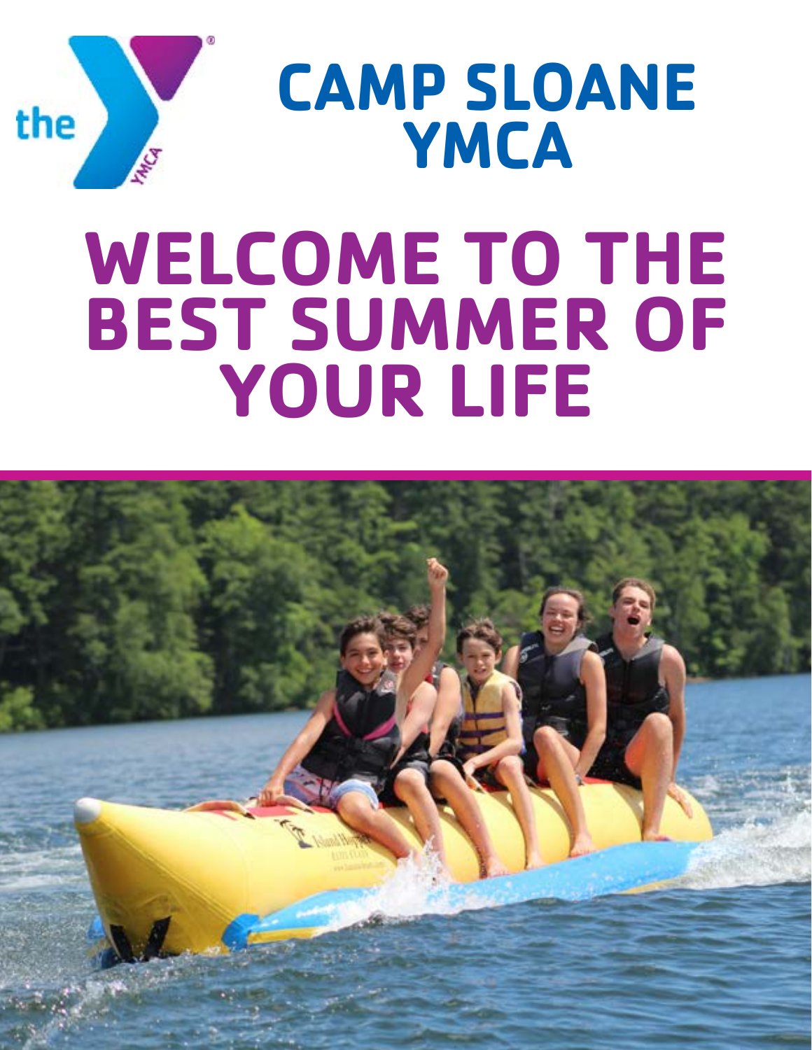# CAMP SLOANE YMCA

# WELCOME TO THE BEST SUMMER OF YOUR LIFE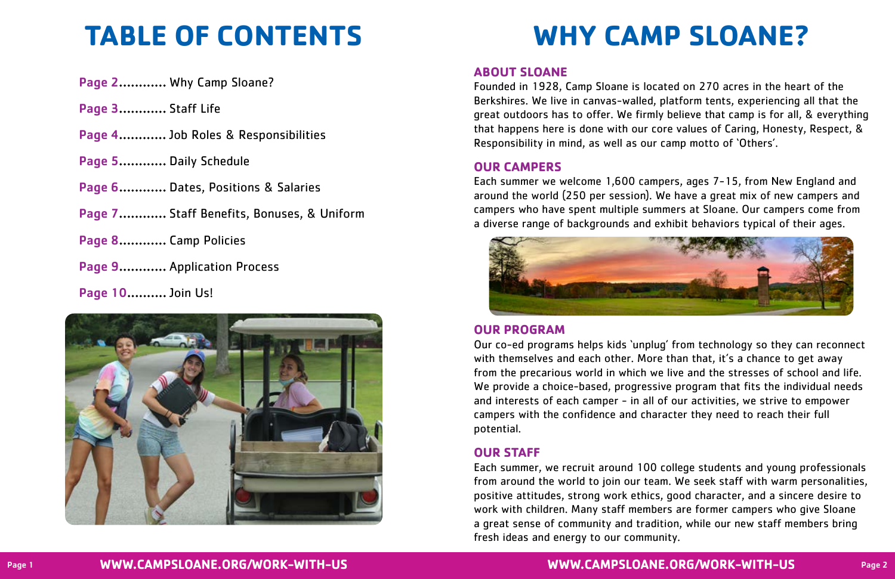# TABLE OF CONTENTS

**Page 2**............ Why Camp Sloane?

**Page 3**............ Staff Life

**Page 4**............ Job Roles & Responsibilities

**Page 5**............ Daily Schedule

**Page 6**............ Dates, Positions & Salaries

**Page 7**............ Staff Benefits, Bonuses, & Uniform

**Page 8**............ Camp Policies

**Page 9**............ Application Process

**Page 10**.......... Join Us!

# WHY CAMP SLOANE?

### ABOUT SLOANE

Founded in 1928, Camp Sloane is located on 270 acres in the heart of the Berkshires. We live in canvas-walled, platform tents, experiencing all that the great outdoors has to offer. We firmly believe that camp is for all, & everything that happens here is done with our core values of Caring, Honesty, Respect, & Responsibility in mind, as well as our camp motto of 'Others'.

### OUR CAMPERS

Each summer we welcome 1,600 campers, ages 7-15, from New England and around the world (250 per session). We have a great mix of new campers and campers who have spent multiple summers at Sloane. Our campers come from a diverse range of backgrounds and exhibit behaviors typical of their ages.

### OUR PROGRAM

Our co-ed programs helps kids 'unplug' from technology so they can reconnect with themselves and each other. More than that, it's a chance to get away from the precarious world in which we live and the stresses of school and life. We provide a choice-based, progressive program that fits the individual needs and interests of each camper - in all of our activities, we strive to empower campers with the confidence and character they need to reach their full potential.

### OUR STAFF

Each summer, we recruit around 100 college students and young professionals from around the world to join our team. We seek staff with warm personalities, positive attitudes, strong work ethics, good character, and a sincere desire to work with children. Many staff members are former campers who give Sloane a great sense of community and tradition, while our new staff members bring fresh ideas and energy to our community.

**WWW.CAMPSLOANE.ORG/WORK-WITH-US**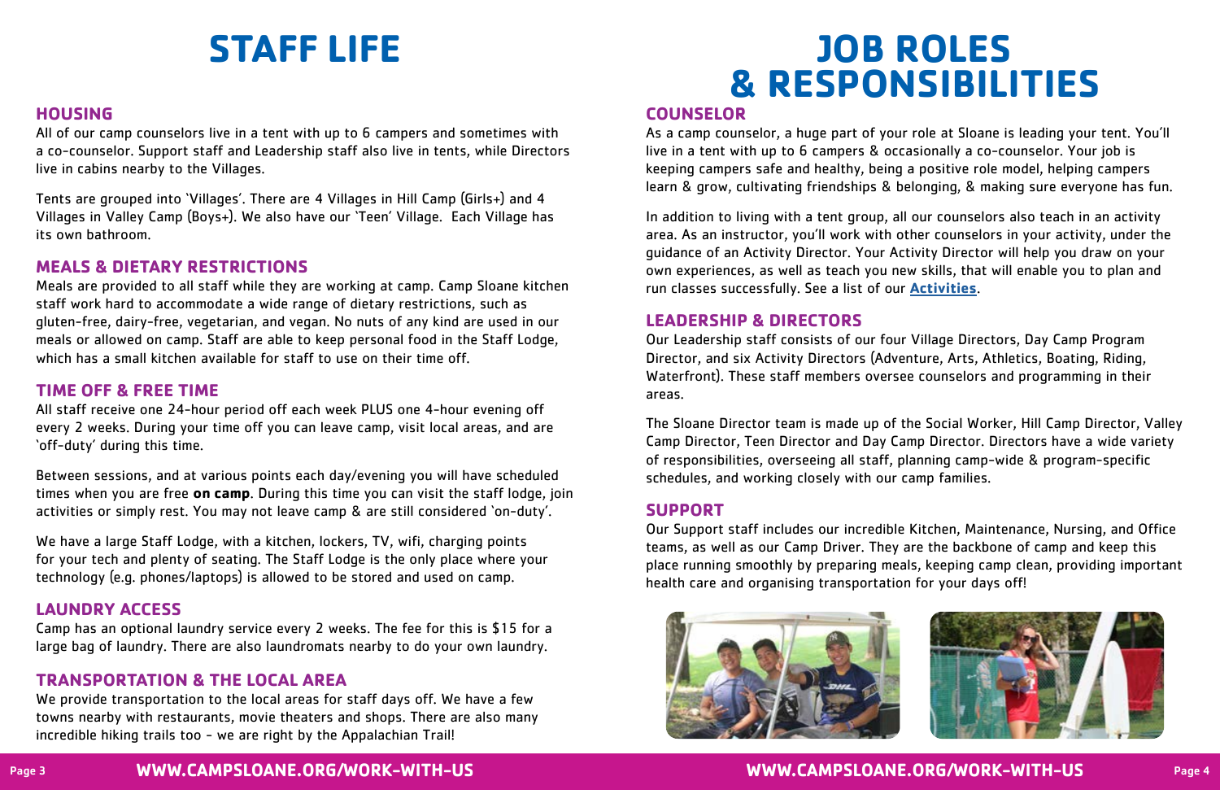# STAFF LIFE

## HOUSING

All of our camp counselors live in a tent with up to 6 campers and sometimes with a co-counselor. Support staff and Leadership staff also live in tents, while Directors live in cabins nearby to the Villages.

Tents are grouped into 'Villages'. There are 4 Villages in Hill Camp (Girls+) and 4 Villages in Valley Camp (Boys+). We also have our 'Teen' Village. Each Village has its own bathroom.

## MEALS & DIETARY RESTRICTIONS

Meals are provided to all staff while they are working at camp. Camp Sloane kitchen staff work hard to accommodate a wide range of dietary restrictions, such as gluten-free, dairy-free, vegetarian, and vegan. No nuts of any kind are used in our meals or allowed on camp. Staff are able to keep personal food in the Staff Lodge, which has a small kitchen available for staff to use on their time off.

## TIME OFF & FREE TIME

All staff receive one 24-hour period off each week PLUS one 4-hour evening off every 2 weeks. During your time off you can leave camp, visit local areas, and are 'off-duty' during this time.

Between sessions, and at various points each day/evening you will have scheduled times when you are free **on camp**. During this time you can visit the staff lodge, join activities or simply rest. You may not leave camp & are still considered 'on-duty'.

We have a large Staff Lodge, with a kitchen, lockers, TV, wifi, charging points for your tech and plenty of seating. The Staff Lodge is the only place where your technology (e.g. phones/laptops) is allowed to be stored and used on camp.

## LAUNDRY ACCESS

Camp has an optional laundry service every 2 weeks. The fee for this is $15 for a large bag of laundry. There are also laundromats nearby to do your own laundry.

## TRANSPORTATION & THE LOCAL AREA

We provide transportation to the local areas for staff days off. We have a few towns nearby with restaurants, movie theaters and shops. There are also many incredible hiking trails too - we are right by the Appalachian Trail!

# JOB ROLES & RESPONSIBILITIES

## COUNSELOR

As a camp counselor, a huge part of your role at Sloane is leading your tent. You'll live in a tent with up to 6 campers & occasionally a co-counselor. Your job is keeping campers safe and healthy, being a positive role model, helping campers learn & grow, cultivating friendships & belonging, & making sure everyone has fun.

In addition to living with a tent group, all our counselors also teach in an activity area. As an instructor, you'll work with other counselors in your activity, under the guidance of an Activity Director. Your Activity Director will help you draw on your own experiences, as well as teach you new skills, that will enable you to plan and run classes successfully. See a list of our **Activities**.

## LEADERSHIP & DIRECTORS

Our Leadership staff consists of our four Village Directors, Day Camp Program Director, and six Activity Directors (Adventure, Arts, Athletics, Boating, Riding, Waterfront). These staff members oversee counselors and programming in their areas.

The Sloane Director team is made up of the Social Worker, Hill Camp Director, Valley Camp Director, Teen Director and Day Camp Director. Directors have a wide variety of responsibilities, overseeing all staff, planning camp-wide & program-specific schedules, and working closely with our camp families.

## SUPPORT

Our Support staff includes our incredible Kitchen, Maintenance, Nursing, and Office teams, as well as our Camp Driver. They are the backbone of camp and keep this place running smoothly by preparing meals, keeping camp clean, providing important health care and organising transportation for your days off!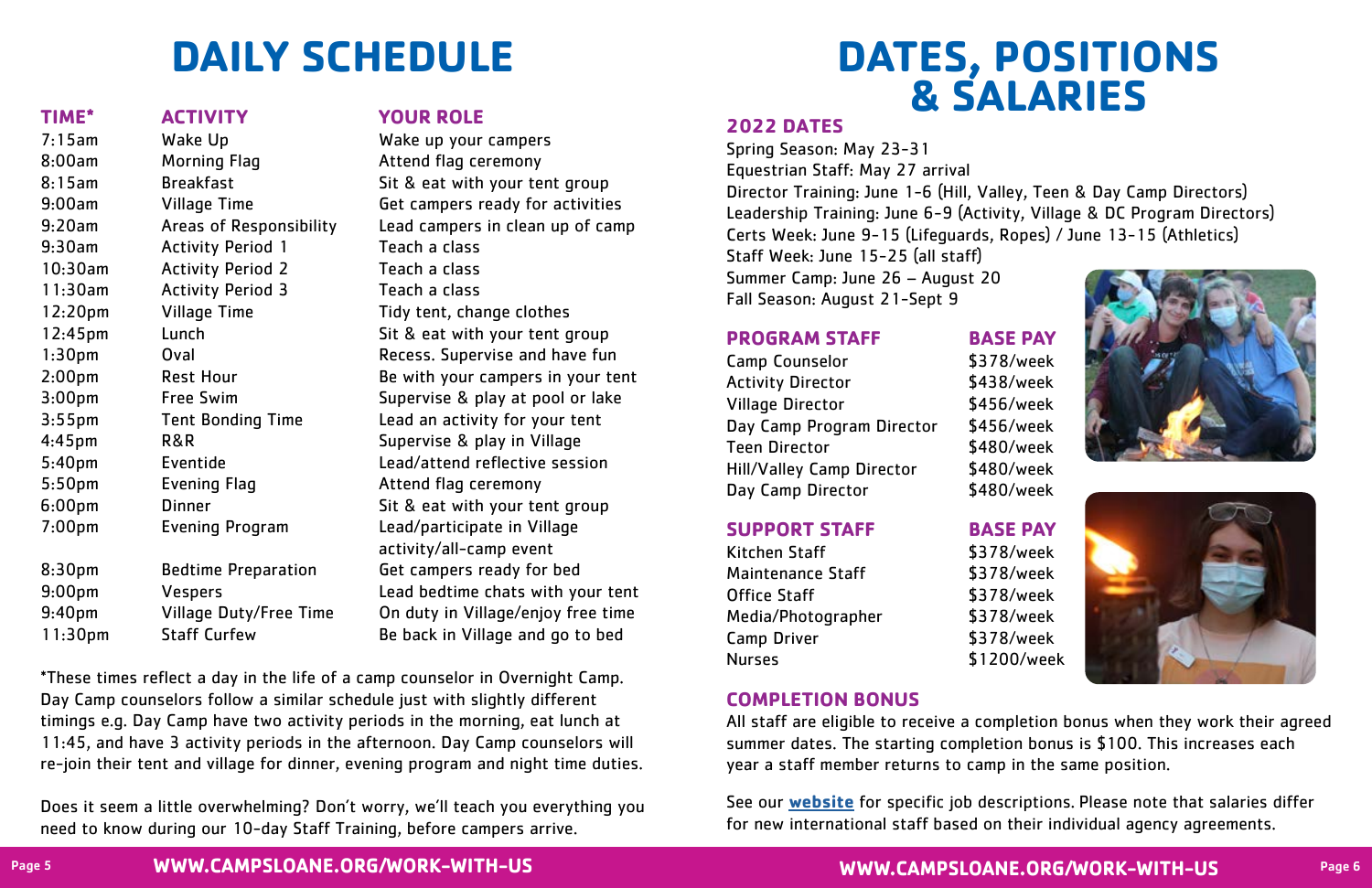# DAILY SCHEDULE

| TIME* | ACTIVITY | YOUR ROLE |
|---|---|---|
| 7:15am | Wake Up | Wake up your campers |
| 8:00am | Morning Flag | Attend flag ceremony |
| 8:15am | Breakfast | Sit & eat with your tent group |
| 9:00am | Village Time | Get campers ready for activities |
| 9:20am | Areas of Responsibility | Lead campers in clean up of camp |
| 9:30am | Activity Period 1 | Teach a class |
| 10:30am | Activity Period 2 | Teach a class |
| 11:30am | Activity Period 3 | Teach a class |
| 12:20pm | Village Time | Tidy tent, change clothes |
| 12:45pm | Lunch | Sit & eat with your tent group |
| 1:30pm | Oval | Recess. Supervise and have fun |
| 2:00pm | Rest Hour | Be with your campers in your tent |
| 3:00pm | Free Swim | Supervise & play at pool or lake |
| 3:55pm | Tent Bonding Time | Lead an activity for your tent |
| 4:45pm | R&R | Supervise & play in Village |
| 5:40pm | Eventide | Lead/attend reflective session |
| 5:50pm | Evening Flag | Attend flag ceremony |
| 6:00pm | Dinner | Sit & eat with your tent group |
| 7:00pm | Evening Program | Lead/participate in Village activity/all-camp event |
| 8:30pm | Bedtime Preparation | Get campers ready for bed |
| 9:00pm | Vespers | Lead bedtime chats with your tent |
| 9:40pm | Village Duty/Free Time | On duty in Village/enjoy free time |
| 11:30pm | Staff Curfew | Be back in Village and go to bed |

*These times reflect a day in the life of a camp counselor in Overnight Camp. Day Camp counselors follow a similar schedule just with slightly different timings e.g. Day Camp have two activity periods in the morning, eat lunch at 11:45, and have 3 activity periods in the afternoon. Day Camp counselors will re-join their tent and village for dinner, evening program and night time duties.

Does it seem a little overwhelming? Don't worry, we'll teach you everything you need to know during our 10-day Staff Training, before campers arrive.

# DATES, POSITIONS & SALARIES

## 2022 DATES

Spring Season: May 23-31
Equestrian Staff: May 27 arrival
Director Training: June 1-6 (Hill, Valley, Teen & Day Camp Directors)
Leadership Training: June 6-9 (Activity, Village & DC Program Directors)
Certs Week: June 9-15 (Lifeguards, Ropes) / June 13-15 (Athletics)
Staff Week: June 15-25 (all staff)
Summer Camp: June 26 – August 20
Fall Season: August 21-Sept 9

| PROGRAM STAFF | BASE PAY |
|---|---|
| Camp Counselor | $378/week |
| Activity Director | $438/week |
| Village Director | $456/week |
| Day Camp Program Director | $456/week |
| Teen Director | $480/week |
| Hill/Valley Camp Director | $480/week |
| Day Camp Director | $480/week |

| SUPPORT STAFF | BASE PAY |
|---|---|
| Kitchen Staff | $378/week |
| Maintenance Staff | $378/week |
| Office Staff | $378/week |
| Media/Photographer | $378/week |
| Camp Driver | $378/week |
| Nurses | $1200/week |

## COMPLETION BONUS

All staff are eligible to receive a completion bonus when they work their agreed summer dates. The starting completion bonus is $100. This increases each year a staff member returns to camp in the same position.

See our **website** for specific job descriptions. Please note that salaries differ for new international staff based on their individual agency agreements.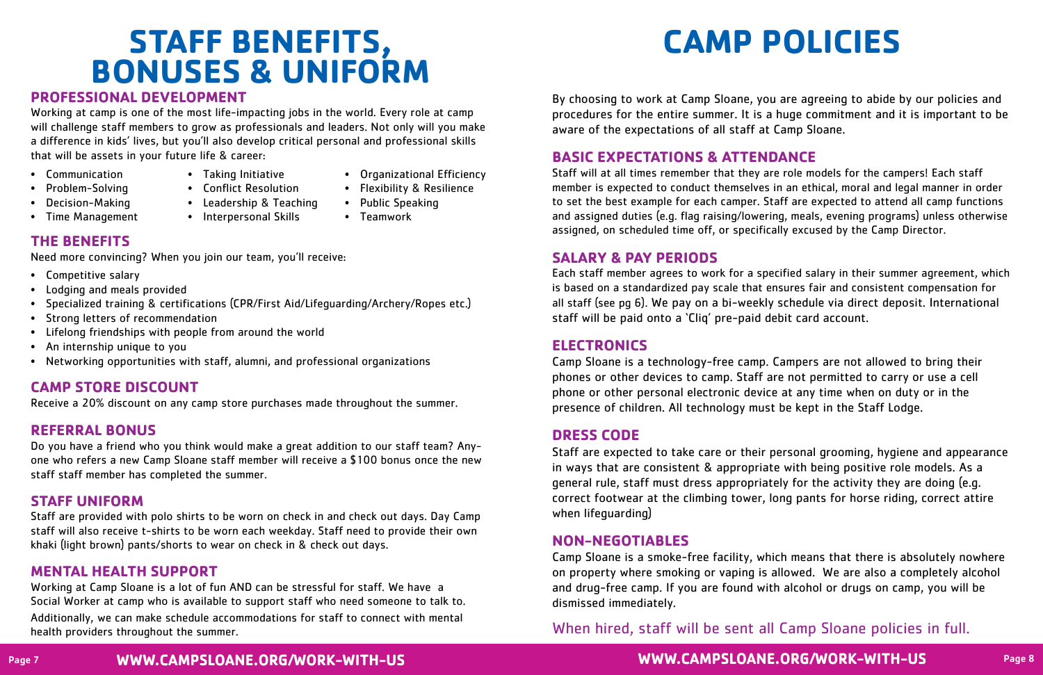# STAFF BENEFITS, BONUSES & UNIFORM

## PROFESSIONAL DEVELOPMENT

Working at camp is one of the most life-impacting jobs in the world. Every role at camp will challenge staff members to grow as professionals and leaders. Not only will you make a difference in kids' lives, but you'll also develop critical personal and professional skills that will be assets in your future life & career:

- Communication
- Problem-Solving
- Decision-Making
- Time Management
- Taking Initiative
- Conflict Resolution
- Leadership & Teaching
- Interpersonal Skills
- Organizational Efficiency
- Flexibility & Resilience
- Public Speaking
- Teamwork

## THE BENEFITS

Need more convincing? When you join our team, you'll receive:

- Competitive salary
- Lodging and meals provided
- Specialized training & certifications (CPR/First Aid/Lifeguarding/Archery/Ropes etc.)
- Strong letters of recommendation
- Lifelong friendships with people from around the world
- An internship unique to you
- Networking opportunities with staff, alumni, and professional organizations

## CAMP STORE DISCOUNT

Receive a 20% discount on any camp store purchases made throughout the summer.

## REFERRAL BONUS

Do you have a friend who you think would make a great addition to our staff team? Anyone who refers a new Camp Sloane staff member will receive a $100 bonus once the new staff staff member has completed the summer.

## STAFF UNIFORM

Staff are provided with polo shirts to be worn on check in and check out days. Day Camp staff will also receive t-shirts to be worn each weekday. Staff need to provide their own khaki (light brown) pants/shorts to wear on check in & check out days.

## MENTAL HEALTH SUPPORT

Working at Camp Sloane is a lot of fun AND can be stressful for staff. We have a Social Worker at camp who is available to support staff who need someone to talk to.

Additionally, we can make schedule accommodations for staff to connect with mental health providers throughout the summer.

# CAMP POLICIES

By choosing to work at Camp Sloane, you are agreeing to abide by our policies and procedures for the entire summer. It is a huge commitment and it is important to be aware of the expectations of all staff at Camp Sloane.

## BASIC EXPECTATIONS & ATTENDANCE

Staff will at all times remember that they are role models for the campers! Each staff member is expected to conduct themselves in an ethical, moral and legal manner in order to set the best example for each camper. Staff are expected to attend all camp functions and assigned duties (e.g. flag raising/lowering, meals, evening programs) unless otherwise assigned, on scheduled time off, or specifically excused by the Camp Director.

## SALARY & PAY PERIODS

Each staff member agrees to work for a specified salary in their summer agreement, which is based on a standardized pay scale that ensures fair and consistent compensation for all staff (see pg 6). We pay on a bi-weekly schedule via direct deposit. International staff will be paid onto a 'Cliq' pre-paid debit card account.

## ELECTRONICS

Camp Sloane is a technology-free camp. Campers are not allowed to bring their phones or other devices to camp. Staff are not permitted to carry or use a cell phone or other personal electronic device at any time when on duty or in the presence of children. All technology must be kept in the Staff Lodge.

## DRESS CODE

Staff are expected to take care or their personal grooming, hygiene and appearance in ways that are consistent & appropriate with being positive role models. As a general rule, staff must dress appropriately for the activity they are doing (e.g. correct footwear at the climbing tower, long pants for horse riding, correct attire when lifeguarding)

## NON-NEGOTIABLES

Camp Sloane is a smoke-free facility, which means that there is absolutely nowhere on property where smoking or vaping is allowed. We are also a completely alcohol and drug-free camp. If you are found with alcohol or drugs on camp, you will be dismissed immediately.

When hired, staff will be sent all Camp Sloane policies in full.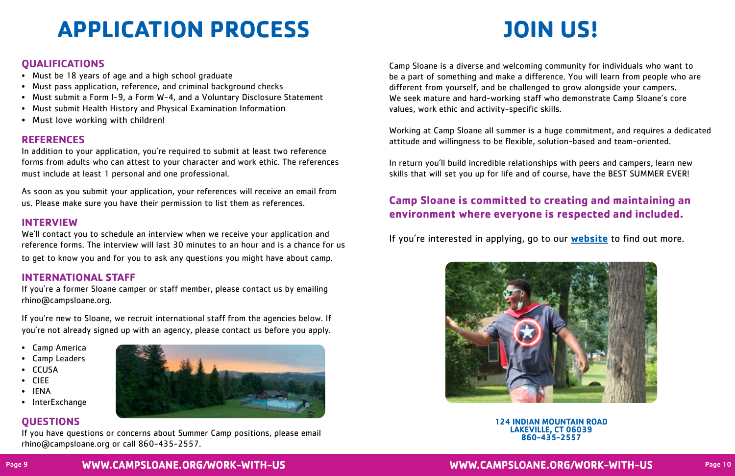# APPLICATION PROCESS

## QUALIFICATIONS

- Must be 18 years of age and a high school graduate
- Must pass application, reference, and criminal background checks
- Must submit a Form I-9, a Form W-4, and a Voluntary Disclosure Statement
- Must submit Health History and Physical Examination Information
- Must love working with children!

## REFERENCES

In addition to your application, you're required to submit at least two reference forms from adults who can attest to your character and work ethic. The references must include at least 1 personal and one professional.

As soon as you submit your application, your references will receive an email from us. Please make sure you have their permission to list them as references.

## INTERVIEW

We'll contact you to schedule an interview when we receive your application and reference forms. The interview will last 30 minutes to an hour and is a chance for us to get to know you and for you to ask any questions you might have about camp.

## INTERNATIONAL STAFF

If you're a former Sloane camper or staff member, please contact us by emailing rhino@campsloane.org.

If you're new to Sloane, we recruit international staff from the agencies below. If you're not already signed up with an agency, please contact us before you apply.

- Camp America
- Camp Leaders
- CCUSA
- CIEE
- IENA
- InterExchange

## QUESTIONS

If you have questions or concerns about Summer Camp positions, please email rhino@campsloane.org or call 860-435-2557.

# JOIN US!

Camp Sloane is a diverse and welcoming community for individuals who want to be a part of something and make a difference. You will learn from people who are different from yourself, and be challenged to grow alongside your campers. We seek mature and hard-working staff who demonstrate Camp Sloane's core values, work ethic and activity-specific skills.

Working at Camp Sloane all summer is a huge commitment, and requires a dedicated attitude and willingness to be flexible, solution-based and team-oriented.

In return you'll build incredible relationships with peers and campers, learn new skills that will set you up for life and of course, have the BEST SUMMER EVER!

### Camp Sloane is committed to creating and maintaining an environment where everyone is respected and included.

If you're interested in applying, go to our **website** to find out more.

**124 INDIAN MOUNTAIN ROAD**
**LAKEVILLE, CT 06039**
**860-435-2557**

**WWW.CAMPSLOANE.ORG/WORK-WITH-US**